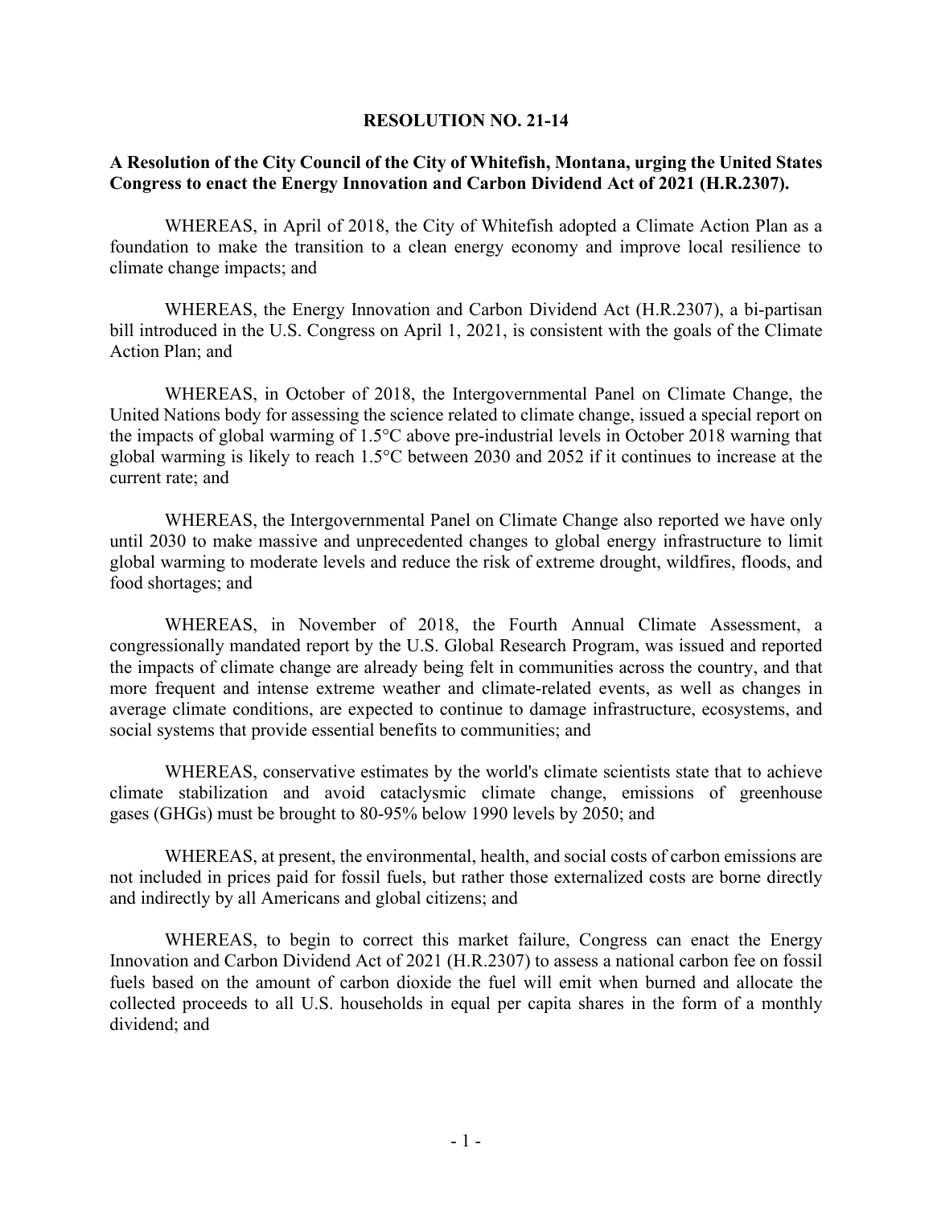**RESOLUTION NO. 21-14**

**A Resolution of the City Council of the City of Whitefish, Montana, urging the United States Congress to enact the Energy Innovation and Carbon Dividend Act of 2021 (H.R.2307).**

WHEREAS, in April of 2018, the City of Whitefish adopted a Climate Action Plan as a foundation to make the transition to a clean energy economy and improve local resilience to climate change impacts; and

WHEREAS, the Energy Innovation and Carbon Dividend Act (H.R.2307), a bi-partisan bill introduced in the U.S. Congress on April 1, 2021, is consistent with the goals of the Climate Action Plan; and

WHEREAS, in October of 2018, the Intergovernmental Panel on Climate Change, the United Nations body for assessing the science related to climate change, issued a special report on the impacts of global warming of 1.5°C above pre-industrial levels in October 2018 warning that global warming is likely to reach 1.5°C between 2030 and 2052 if it continues to increase at the current rate; and

WHEREAS, the Intergovernmental Panel on Climate Change also reported we have only until 2030 to make massive and unprecedented changes to global energy infrastructure to limit global warming to moderate levels and reduce the risk of extreme drought, wildfires, floods, and food shortages; and

WHEREAS, in November of 2018, the Fourth Annual Climate Assessment, a congressionally mandated report by the U.S. Global Research Program, was issued and reported the impacts of climate change are already being felt in communities across the country, and that more frequent and intense extreme weather and climate-related events, as well as changes in average climate conditions, are expected to continue to damage infrastructure, ecosystems, and social systems that provide essential benefits to communities; and

WHEREAS, conservative estimates by the world's climate scientists state that to achieve climate stabilization and avoid cataclysmic climate change, emissions of greenhouse gases (GHGs) must be brought to 80-95% below 1990 levels by 2050; and

WHEREAS, at present, the environmental, health, and social costs of carbon emissions are not included in prices paid for fossil fuels, but rather those externalized costs are borne directly and indirectly by all Americans and global citizens; and

WHEREAS, to begin to correct this market failure, Congress can enact the Energy Innovation and Carbon Dividend Act of 2021 (H.R.2307) to assess a national carbon fee on fossil fuels based on the amount of carbon dioxide the fuel will emit when burned and allocate the collected proceeds to all U.S. households in equal per capita shares in the form of a monthly dividend; and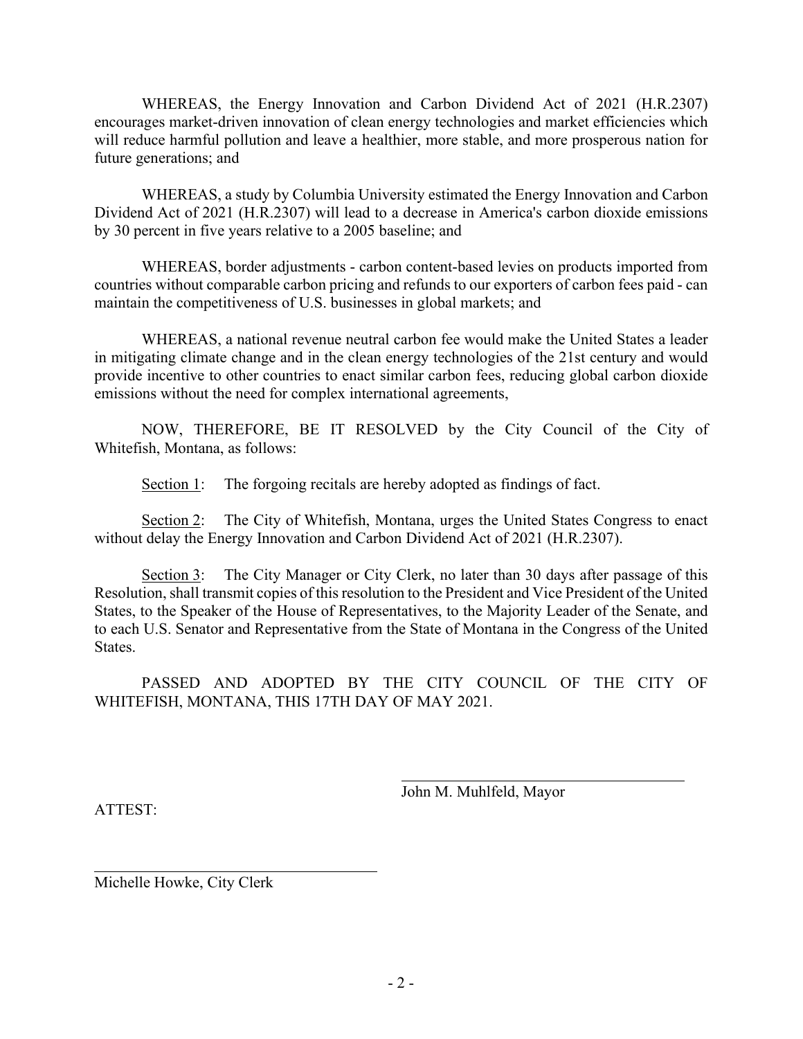WHEREAS, the Energy Innovation and Carbon Dividend Act of 2021 (H.R.2307) encourages market-driven innovation of clean energy technologies and market efficiencies which will reduce harmful pollution and leave a healthier, more stable, and more prosperous nation for future generations; and

WHEREAS, a study by Columbia University estimated the Energy Innovation and Carbon Dividend Act of 2021 (H.R.2307) will lead to a decrease in America's carbon dioxide emissions by 30 percent in five years relative to a 2005 baseline; and

WHEREAS, border adjustments - carbon content-based levies on products imported from countries without comparable carbon pricing and refunds to our exporters of carbon fees paid - can maintain the competitiveness of U.S. businesses in global markets; and

WHEREAS, a national revenue neutral carbon fee would make the United States a leader in mitigating climate change and in the clean energy technologies of the 21st century and would provide incentive to other countries to enact similar carbon fees, reducing global carbon dioxide emissions without the need for complex international agreements,

NOW, THEREFORE, BE IT RESOLVED by the City Council of the City of Whitefish, Montana, as follows:

Section 1: The forgoing recitals are hereby adopted as findings of fact.

Section 2: The City of Whitefish, Montana, urges the United States Congress to enact without delay the Energy Innovation and Carbon Dividend Act of 2021 (H.R.2307).

Section 3: The City Manager or City Clerk, no later than 30 days after passage of this Resolution, shall transmit copies of this resolution to the President and Vice President of the United States, to the Speaker of the House of Representatives, to the Majority Leader of the Senate, and to each U.S. Senator and Representative from the State of Montana in the Congress of the United States.

PASSED AND ADOPTED BY THE CITY COUNCIL OF THE CITY OF WHITEFISH, MONTANA, THIS 17TH DAY OF MAY 2021.

John M. Muhlfeld, Mayor

ATTEST:

Michelle Howke, City Clerk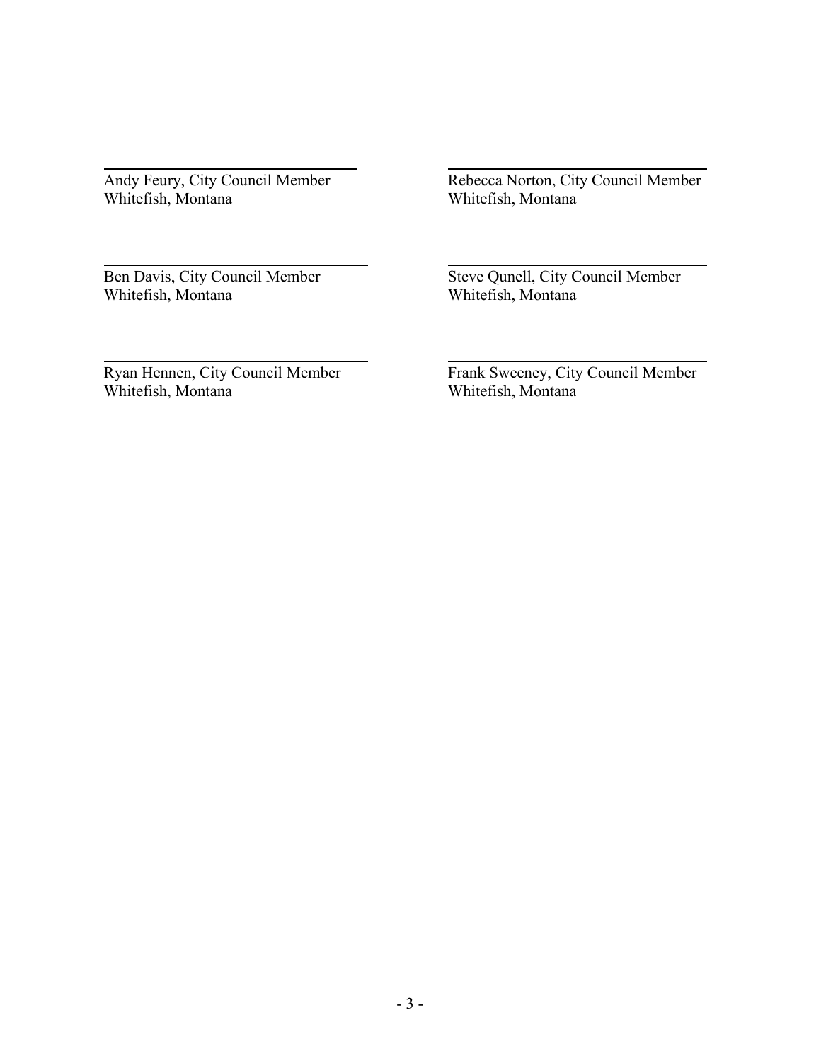\_\_\_\_\_\_\_\_\_\_\_\_\_\_\_\_\_\_\_\_\_\_\_\_\_\_\_\_\_\_
Andy Feury, City Council Member
Whitefish, Montana

\_\_\_\_\_\_\_\_\_\_\_\_\_\_\_\_\_\_\_\_\_\_\_\_\_\_\_\_\_\_
Rebecca Norton, City Council Member
Whitefish, Montana

\_\_\_\_\_\_\_\_\_\_\_\_\_\_\_\_\_\_\_\_\_\_\_\_\_\_\_\_\_\_
Ben Davis, City Council Member
Whitefish, Montana

\_\_\_\_\_\_\_\_\_\_\_\_\_\_\_\_\_\_\_\_\_\_\_\_\_\_\_\_\_\_
Steve Qunell, City Council Member
Whitefish, Montana

\_\_\_\_\_\_\_\_\_\_\_\_\_\_\_\_\_\_\_\_\_\_\_\_\_\_\_\_\_\_
Ryan Hennen, City Council Member
Whitefish, Montana

\_\_\_\_\_\_\_\_\_\_\_\_\_\_\_\_\_\_\_\_\_\_\_\_\_\_\_\_\_\_
Frank Sweeney, City Council Member
Whitefish, Montana